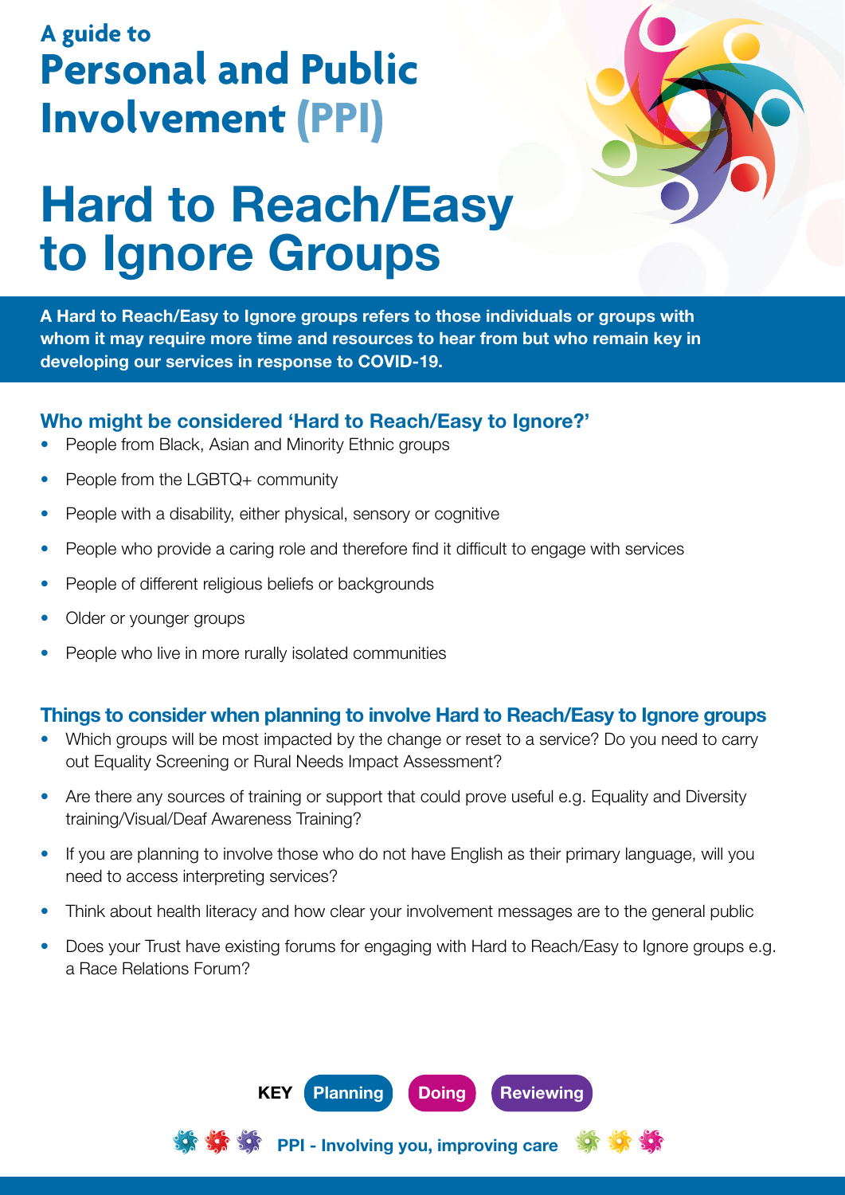A guide to

# Personal and Public Involvement (PPI)

# Hard to Reach/Easy to Ignore Groups

**A Hard to Reach/Easy to Ignore groups refers to those individuals or groups with whom it may require more time and resources to hear from but who remain key in developing our services in response to COVID-19.**

## Who might be considered 'Hard to Reach/Easy to Ignore?'

- People from Black, Asian and Minority Ethnic groups
- People from the LGBTQ+ community
- People with a disability, either physical, sensory or cognitive
- People who provide a caring role and therefore find it difficult to engage with services
- People of different religious beliefs or backgrounds
- Older or younger groups
- People who live in more rurally isolated communities

## Things to consider when planning to involve Hard to Reach/Easy to Ignore groups

- Which groups will be most impacted by the change or reset to a service? Do you need to carry out Equality Screening or Rural Needs Impact Assessment?
- Are there any sources of training or support that could prove useful e.g. Equality and Diversity training/Visual/Deaf Awareness Training?
- If you are planning to involve those who do not have English as their primary language, will you need to access interpreting services?
- Think about health literacy and how clear your involvement messages are to the general public
- Does your Trust have existing forums for engaging with Hard to Reach/Easy to Ignore groups e.g. a Race Relations Forum?

**KEY** Planning Doing Reviewing

**PPI - Involving you, improving care**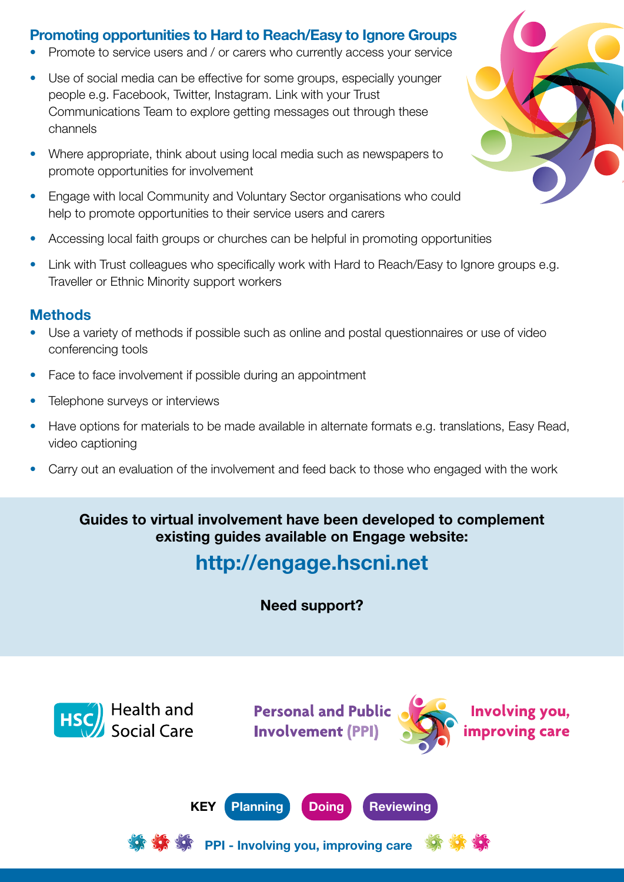## Promoting opportunities to Hard to Reach/Easy to Ignore Groups

- Promote to service users and / or carers who currently access your service
- Use of social media can be effective for some groups, especially younger people e.g. Facebook, Twitter, Instagram. Link with your Trust Communications Team to explore getting messages out through these channels
- Where appropriate, think about using local media such as newspapers to promote opportunities for involvement
- Engage with local Community and Voluntary Sector organisations who could help to promote opportunities to their service users and carers
- Accessing local faith groups or churches can be helpful in promoting opportunities
- Link with Trust colleagues who specifically work with Hard to Reach/Easy to Ignore groups e.g. Traveller or Ethnic Minority support workers

## Methods

- Use a variety of methods if possible such as online and postal questionnaires or use of video conferencing tools
- Face to face involvement if possible during an appointment
- Telephone surveys or interviews
- Have options for materials to be made available in alternate formats e.g. translations, Easy Read, video captioning
- Carry out an evaluation of the involvement and feed back to those who engaged with the work

**Guides to virtual involvement have been developed to complement existing guides available on Engage website:**

**http://engage.hscni.net**

**Need support?**

HSC Health and Social Care

Personal and Public Involvement (PPI) — Involving you, improving care

**KEY** Planning Doing Reviewing

PPI - Involving you, improving care